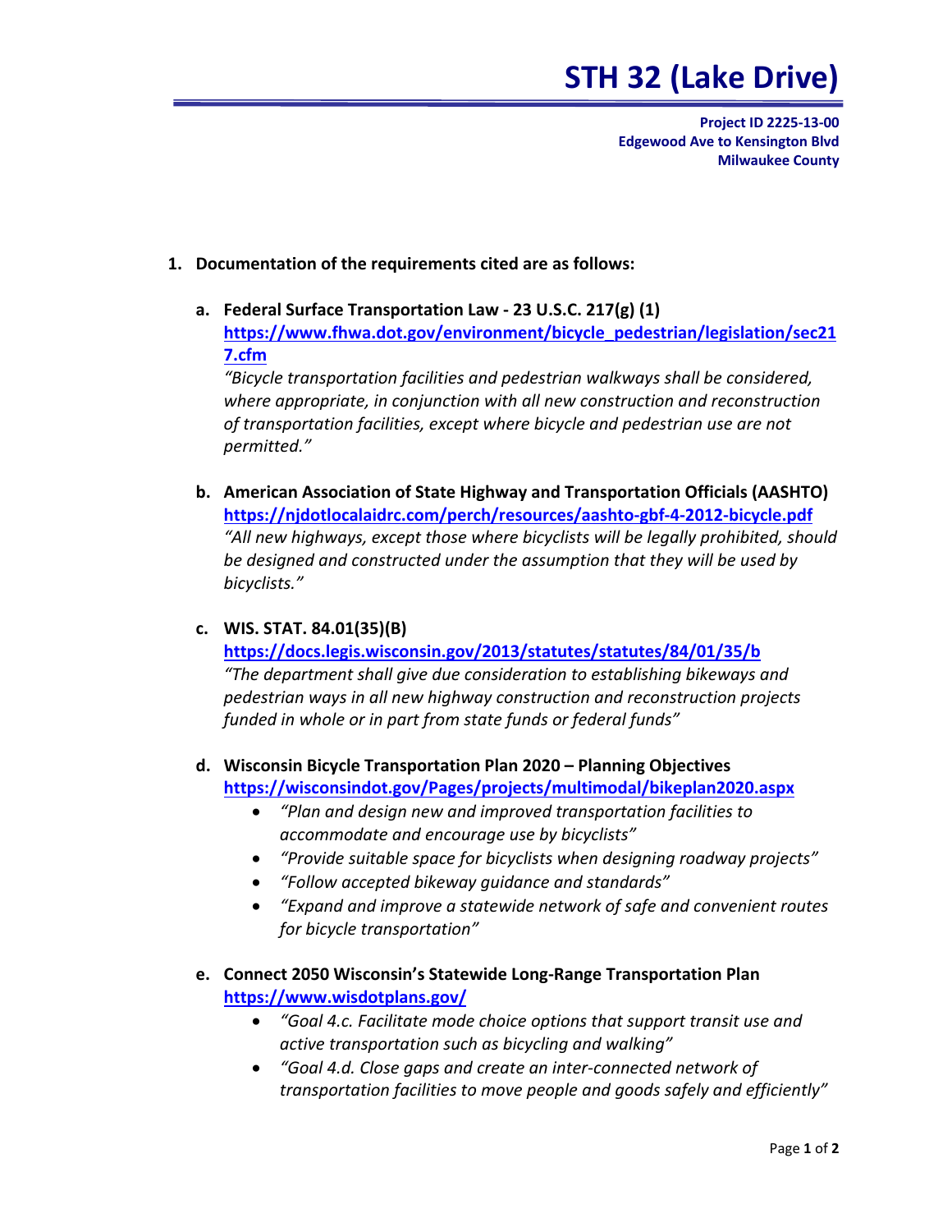# STH 32 (Lake Drive)

**Project ID 2225-13-00**
**Edgewood Ave to Kensington Blvd**
**Milwaukee County**

1. **Documentation of the requirements cited are as follows:**

   a. **Federal Surface Transportation Law - 23 U.S.C. 217(g) (1)**
   https://www.fhwa.dot.gov/environment/bicycle_pedestrian/legislation/sec217.cfm
   *"Bicycle transportation facilities and pedestrian walkways shall be considered, where appropriate, in conjunction with all new construction and reconstruction of transportation facilities, except where bicycle and pedestrian use are not permitted."*

   b. **American Association of State Highway and Transportation Officials (AASHTO)**
   https://njdotlocalaidrc.com/perch/resources/aashto-gbf-4-2012-bicycle.pdf
   *"All new highways, except those where bicyclists will be legally prohibited, should be designed and constructed under the assumption that they will be used by bicyclists."*

   c. **WIS. STAT. 84.01(35)(B)**
   https://docs.legis.wisconsin.gov/2013/statutes/statutes/84/01/35/b
   *"The department shall give due consideration to establishing bikeways and pedestrian ways in all new highway construction and reconstruction projects funded in whole or in part from state funds or federal funds"*

   d. **Wisconsin Bicycle Transportation Plan 2020 – Planning Objectives**
   https://wisconsindot.gov/Pages/projects/multimodal/bikeplan2020.aspx
   - *"Plan and design new and improved transportation facilities to accommodate and encourage use by bicyclists"*
   - *"Provide suitable space for bicyclists when designing roadway projects"*
   - *"Follow accepted bikeway guidance and standards"*
   - *"Expand and improve a statewide network of safe and convenient routes for bicycle transportation"*

   e. **Connect 2050 Wisconsin's Statewide Long-Range Transportation Plan**
   https://www.wisdotplans.gov/
   - *"Goal 4.c. Facilitate mode choice options that support transit use and active transportation such as bicycling and walking"*
   - *"Goal 4.d. Close gaps and create an inter-connected network of transportation facilities to move people and goods safely and efficiently"*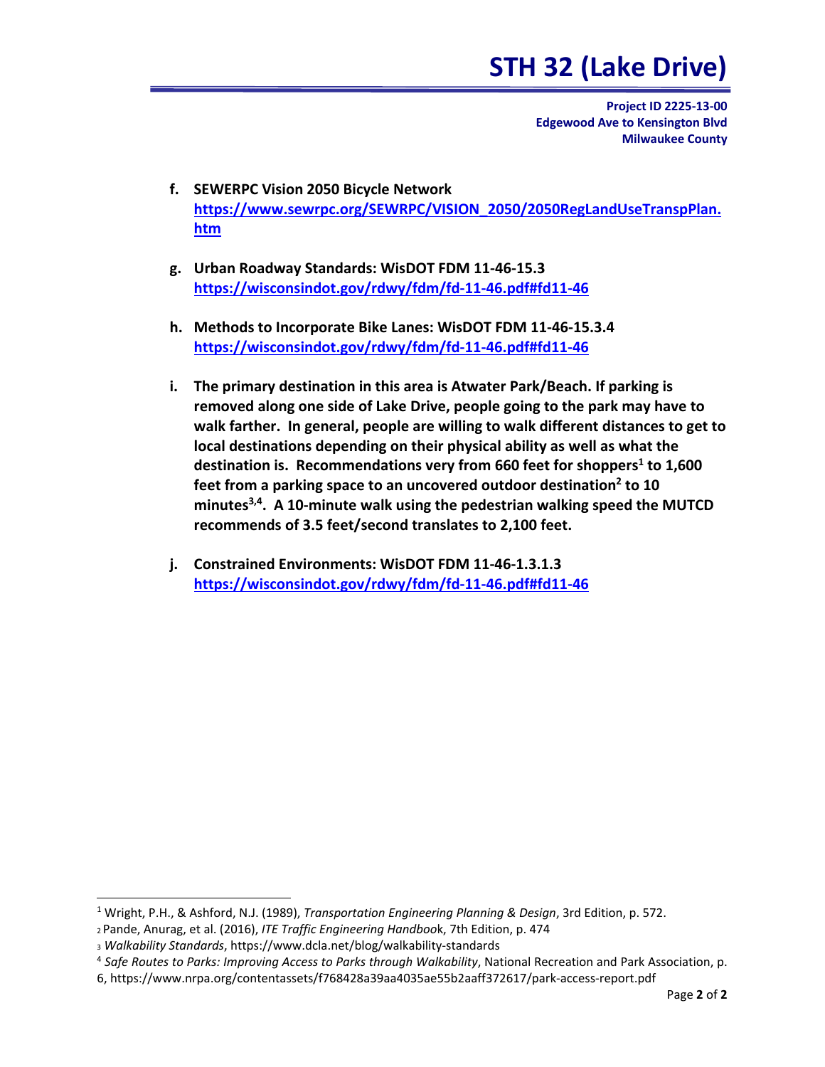f. **SEWERPC Vision 2050 Bicycle Network**
   **[https://www.sewrpc.org/SEWRPC/VISION_2050/2050RegLandUseTranspPlan.htm](https://www.sewrpc.org/SEWRPC/VISION_2050/2050RegLandUseTranspPlan.htm)**

g. **Urban Roadway Standards: WisDOT FDM 11-46-15.3**
   **[https://wisconsindot.gov/rdwy/fdm/fd-11-46.pdf#fd11-46](https://wisconsindot.gov/rdwy/fdm/fd-11-46.pdf#fd11-46)**

h. **Methods to Incorporate Bike Lanes: WisDOT FDM 11-46-15.3.4**
   **[https://wisconsindot.gov/rdwy/fdm/fd-11-46.pdf#fd11-46](https://wisconsindot.gov/rdwy/fdm/fd-11-46.pdf#fd11-46)**

i. **The primary destination in this area is Atwater Park/Beach. If parking is removed along one side of Lake Drive, people going to the park may have to walk farther. In general, people are willing to walk different distances to get to local destinations depending on their physical ability as well as what the destination is. Recommendations very from 660 feet for shoppers[1] to 1,600 feet from a parking space to an uncovered outdoor destination[2] to 10 minutes[3,4]. A 10-minute walk using the pedestrian walking speed the MUTCD recommends of 3.5 feet/second translates to 2,100 feet.**

j. **Constrained Environments: WisDOT FDM 11-46-1.3.1.3**
   **[https://wisconsindot.gov/rdwy/fdm/fd-11-46.pdf#fd11-46](https://wisconsindot.gov/rdwy/fdm/fd-11-46.pdf#fd11-46)**

---

[1] Wright, P.H., & Ashford, N.J. (1989), *Transportation Engineering Planning & Design*, 3rd Edition, p. 572.

[2] Pande, Anurag, et al. (2016), *ITE Traffic Engineering Handbook*, 7th Edition, p. 474

[3] *Walkability Standards*, https://www.dcla.net/blog/walkability-standards

[4] *Safe Routes to Parks: Improving Access to Parks through Walkability*, National Recreation and Park Association, p. 6, https://www.nrpa.org/contentassets/f768428a39aa4035ae55b2aaff372617/park-access-report.pdf